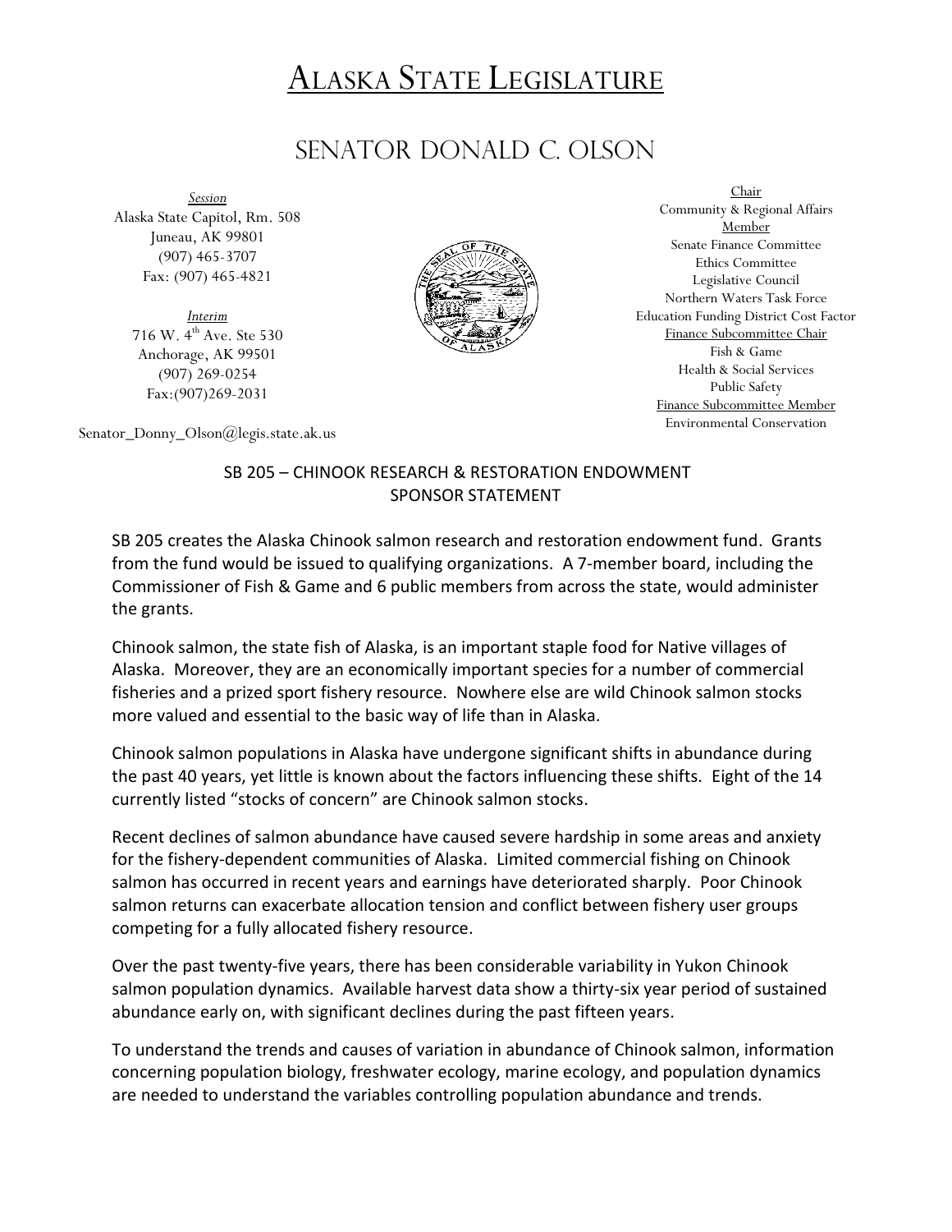# Alaska State Legislature

## Senator Donald C. Olson

*Session*
Alaska State Capitol, Rm. 508
Juneau, AK 99801
(907) 465-3707
Fax: (907) 465-4821

*Interim*
716 W. 4th Ave. Ste 530
Anchorage, AK 99501
(907) 269-0254
Fax:(907)269-2031

Senator_Donny_Olson@legis.state.ak.us

Chair
Community & Regional Affairs
Member
Senate Finance Committee
Ethics Committee
Legislative Council
Northern Waters Task Force
Education Funding District Cost Factor
Finance Subcommittee Chair
Fish & Game
Health & Social Services
Public Safety
Finance Subcommittee Member
Environmental Conservation

### SB 205 – CHINOOK RESEARCH & RESTORATION ENDOWMENT SPONSOR STATEMENT

SB 205 creates the Alaska Chinook salmon research and restoration endowment fund. Grants from the fund would be issued to qualifying organizations. A 7-member board, including the Commissioner of Fish & Game and 6 public members from across the state, would administer the grants.

Chinook salmon, the state fish of Alaska, is an important staple food for Native villages of Alaska. Moreover, they are an economically important species for a number of commercial fisheries and a prized sport fishery resource. Nowhere else are wild Chinook salmon stocks more valued and essential to the basic way of life than in Alaska.

Chinook salmon populations in Alaska have undergone significant shifts in abundance during the past 40 years, yet little is known about the factors influencing these shifts. Eight of the 14 currently listed "stocks of concern" are Chinook salmon stocks.

Recent declines of salmon abundance have caused severe hardship in some areas and anxiety for the fishery-dependent communities of Alaska. Limited commercial fishing on Chinook salmon has occurred in recent years and earnings have deteriorated sharply. Poor Chinook salmon returns can exacerbate allocation tension and conflict between fishery user groups competing for a fully allocated fishery resource.

Over the past twenty-five years, there has been considerable variability in Yukon Chinook salmon population dynamics. Available harvest data show a thirty-six year period of sustained abundance early on, with significant declines during the past fifteen years.

To understand the trends and causes of variation in abundance of Chinook salmon, information concerning population biology, freshwater ecology, marine ecology, and population dynamics are needed to understand the variables controlling population abundance and trends.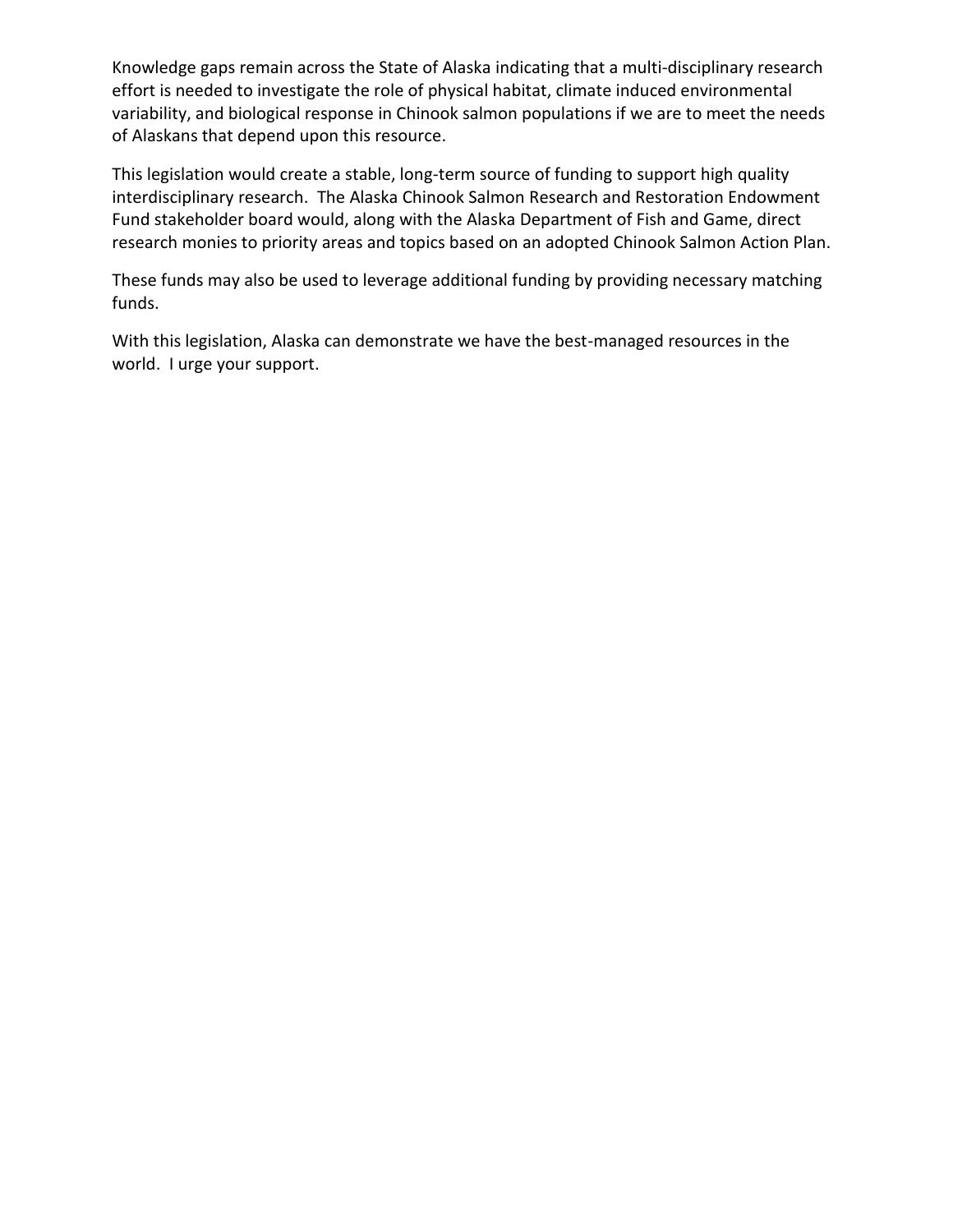Knowledge gaps remain across the State of Alaska indicating that a multi-disciplinary research effort is needed to investigate the role of physical habitat, climate induced environmental variability, and biological response in Chinook salmon populations if we are to meet the needs of Alaskans that depend upon this resource.

This legislation would create a stable, long-term source of funding to support high quality interdisciplinary research. The Alaska Chinook Salmon Research and Restoration Endowment Fund stakeholder board would, along with the Alaska Department of Fish and Game, direct research monies to priority areas and topics based on an adopted Chinook Salmon Action Plan.

These funds may also be used to leverage additional funding by providing necessary matching funds.

With this legislation, Alaska can demonstrate we have the best-managed resources in the world. I urge your support.